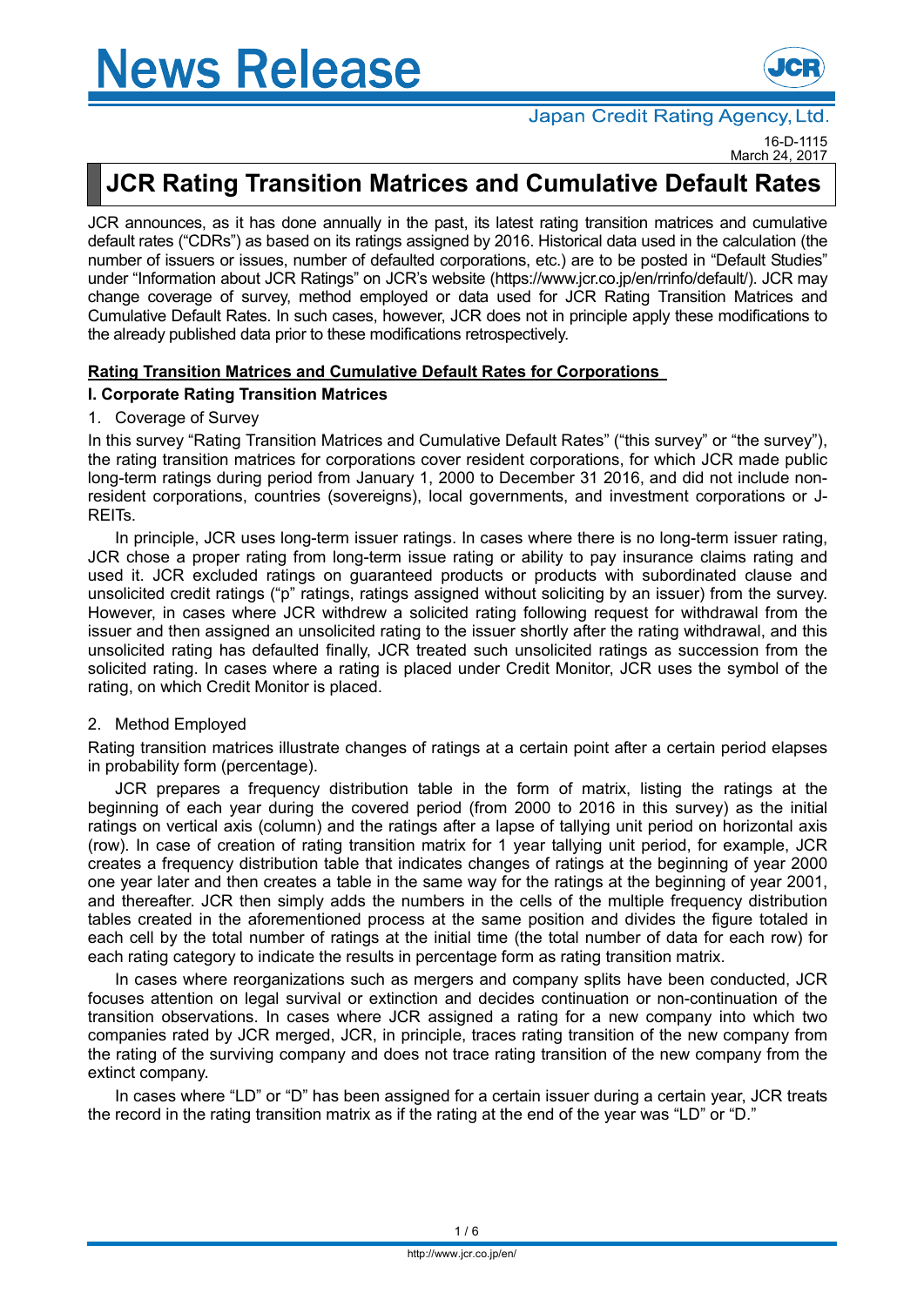News Release

Japan Credit Rating Agency, Ltd.

16-D-1115
March 24, 2017

# JCR Rating Transition Matrices and Cumulative Default Rates

JCR announces, as it has done annually in the past, its latest rating transition matrices and cumulative default rates ("CDRs") as based on its ratings assigned by 2016. Historical data used in the calculation (the number of issuers or issues, number of defaulted corporations, etc.) are to be posted in "Default Studies" under "Information about JCR Ratings" on JCR's website (https://www.jcr.co.jp/en/rrinfo/default/). JCR may change coverage of survey, method employed or data used for JCR Rating Transition Matrices and Cumulative Default Rates. In such cases, however, JCR does not in principle apply these modifications to the already published data prior to these modifications retrospectively.

## Rating Transition Matrices and Cumulative Default Rates for Corporations

### I. Corporate Rating Transition Matrices

1. Coverage of Survey

In this survey "Rating Transition Matrices and Cumulative Default Rates" ("this survey" or "the survey"), the rating transition matrices for corporations cover resident corporations, for which JCR made public long-term ratings during period from January 1, 2000 to December 31 2016, and did not include non-resident corporations, countries (sovereigns), local governments, and investment corporations or J-REITs.

In principle, JCR uses long-term issuer ratings. In cases where there is no long-term issuer rating, JCR chose a proper rating from long-term issue rating or ability to pay insurance claims rating and used it. JCR excluded ratings on guaranteed products or products with subordinated clause and unsolicited credit ratings ("p" ratings, ratings assigned without soliciting by an issuer) from the survey. However, in cases where JCR withdrew a solicited rating following request for withdrawal from the issuer and then assigned an unsolicited rating to the issuer shortly after the rating withdrawal, and this unsolicited rating has defaulted finally, JCR treated such unsolicited ratings as succession from the solicited rating. In cases where a rating is placed under Credit Monitor, JCR uses the symbol of the rating, on which Credit Monitor is placed.

2. Method Employed

Rating transition matrices illustrate changes of ratings at a certain point after a certain period elapses in probability form (percentage).

JCR prepares a frequency distribution table in the form of matrix, listing the ratings at the beginning of each year during the covered period (from 2000 to 2016 in this survey) as the initial ratings on vertical axis (column) and the ratings after a lapse of tallying unit period on horizontal axis (row). In case of creation of rating transition matrix for 1 year tallying unit period, for example, JCR creates a frequency distribution table that indicates changes of ratings at the beginning of year 2000 one year later and then creates a table in the same way for the ratings at the beginning of year 2001, and thereafter. JCR then simply adds the numbers in the cells of the multiple frequency distribution tables created in the aforementioned process at the same position and divides the figure totaled in each cell by the total number of ratings at the initial time (the total number of data for each row) for each rating category to indicate the results in percentage form as rating transition matrix.

In cases where reorganizations such as mergers and company splits have been conducted, JCR focuses attention on legal survival or extinction and decides continuation or non-continuation of the transition observations. In cases where JCR assigned a rating for a new company into which two companies rated by JCR merged, JCR, in principle, traces rating transition of the new company from the rating of the surviving company and does not trace rating transition of the new company from the extinct company.

In cases where "LD" or "D" has been assigned for a certain issuer during a certain year, JCR treats the record in the rating transition matrix as if the rating at the end of the year was "LD" or "D."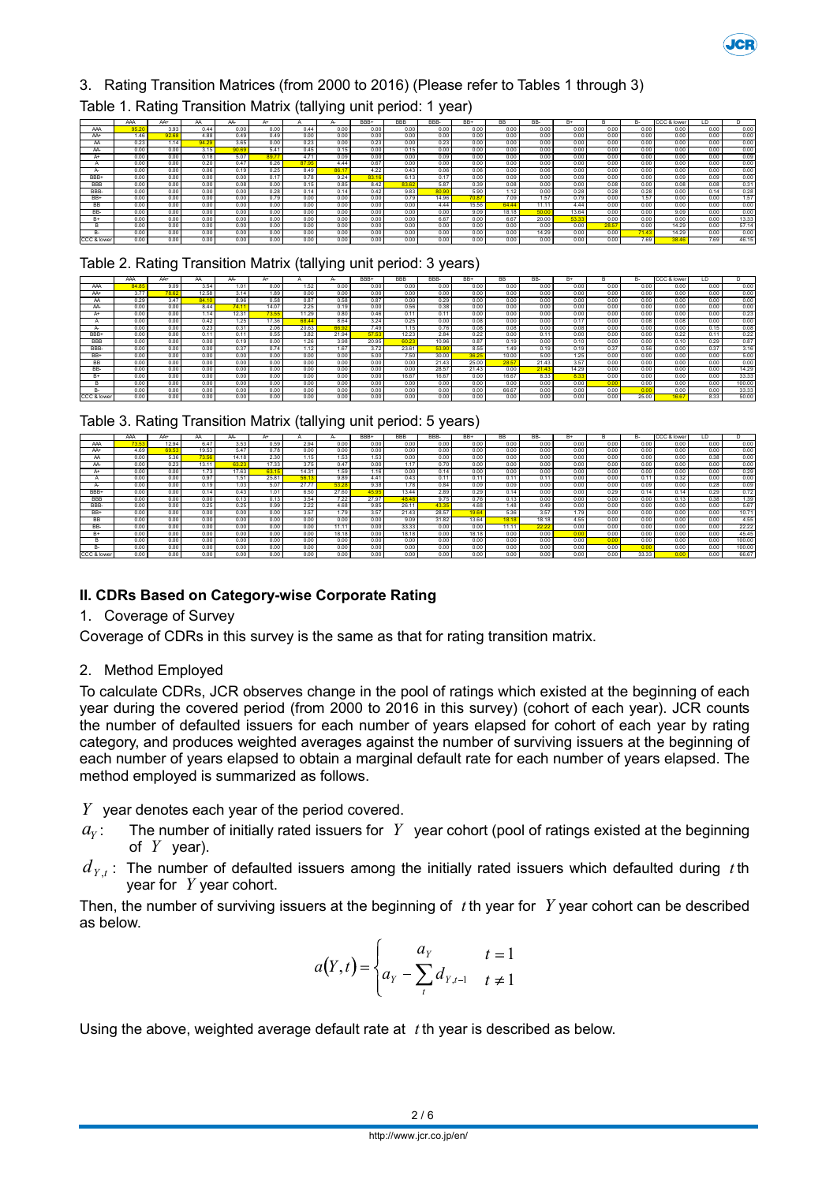## 3. Rating Transition Matrices (from 2000 to 2016) (Please refer to Tables 1 through 3)

Table 1. Rating Transition Matrix (tallying unit period: 1 year)

| | AAA | AA+ | AA | AA- | A+ | A | A- | BBB+ | BBB | BBB- | BB+ | BB | BB- | B+ | B | B- | CCC & lower | LD | D |
|---|---|---|---|---|---|---|---|---|---|---|---|---|---|---|---|---|---|---|---|
| AAA | 95.20 | 3.93 | 0.44 | 0.00 | 0.00 | 0.44 | 0.00 | 0.00 | 0.00 | 0.00 | 0.00 | 0.00 | 0.00 | 0.00 | 0.00 | 0.00 | 0.00 | 0.00 | 0.00 |
| AA+ | 1.48 | 92.68 | 4.88 | 0.49 | 0.49 | 0.00 | 0.00 | 0.00 | 0.00 | 0.00 | 0.00 | 0.00 | 0.00 | 0.00 | 0.00 | 0.00 | 0.00 | 0.00 | 0.00 |
| AA | 0.23 | 1.14 | 94.29 | 3.65 | 0.00 | 0.23 | 0.00 | 0.23 | 0.00 | 0.23 | 0.00 | 0.00 | 0.00 | 0.00 | 0.00 | 0.00 | 0.00 | 0.00 | 0.00 |
| AA- | 0.00 | 0.00 | 3.15 | 90.69 | 5.41 | 0.45 | 0.15 | 0.00 | 0.15 | 0.00 | 0.00 | 0.00 | 0.00 | 0.00 | 0.00 | 0.00 | 0.00 | 0.00 | 0.00 |
| A+ | 0.00 | 0.00 | 0.18 | 5.07 | 89.77 | 4.71 | 0.09 | 0.00 | 0.00 | 0.09 | 0.00 | 0.00 | 0.00 | 0.00 | 0.00 | 0.00 | 0.00 | 0.00 | 0.09 |
| A | 0.00 | 0.00 | 0.20 | 0.47 | 6.26 | 87.95 | 4.44 | 0.67 | 0.00 | 0.00 | 0.00 | 0.00 | 0.00 | 0.00 | 0.00 | 0.00 | 0.00 | 0.00 | 0.00 |
| A- | 0.00 | 0.00 | 0.06 | 0.19 | 0.25 | 8.49 | 86.17 | 4.22 | 0.43 | 0.06 | 0.06 | 0.00 | 0.06 | 0.00 | 0.00 | 0.00 | 0.00 | 0.00 | 0.00 |
| BBB+ | 0.00 | 0.00 | 0.00 | 0.00 | 0.17 | 0.78 | 9.24 | 83.16 | 6.13 | 0.17 | 0.00 | 0.09 | 0.00 | 0.09 | 0.00 | 0.00 | 0.09 | 0.09 | 0.00 |
| BBB | 0.00 | 0.00 | 0.00 | 0.08 | 0.00 | 0.15 | 0.85 | 8.42 | 83.62 | 5.87 | 0.39 | 0.08 | 0.00 | 0.00 | 0.08 | 0.00 | 0.08 | 0.08 | 0.31 |
| BBB- | 0.00 | 0.00 | 0.00 | 0.00 | 0.28 | 0.14 | 0.14 | 0.42 | 9.83 | 80.90 | 5.90 | 1.12 | 0.00 | 0.28 | 0.28 | 0.28 | 0.00 | 0.14 | 0.28 |
| BB+ | 0.00 | 0.00 | 0.00 | 0.00 | 0.79 | 0.00 | 0.00 | 0.00 | 0.79 | 14.96 | 70.87 | 7.09 | 1.57 | 0.79 | 0.00 | 1.57 | 0.00 | 0.00 | 1.57 |
| BB | 0.00 | 0.00 | 0.00 | 0.00 | 0.00 | 0.00 | 0.00 | 0.00 | 0.00 | 4.44 | 15.56 | 64.44 | 11.11 | 4.44 | 0.00 | 0.00 | 0.00 | 0.00 | 0.00 |
| BB- | 0.00 | 0.00 | 0.00 | 0.00 | 0.00 | 0.00 | 0.00 | 0.00 | 0.00 | 0.00 | 9.09 | 18.18 | 50.00 | 13.64 | 0.00 | 0.00 | 9.09 | 0.00 | 0.00 |
| B+ | 0.00 | 0.00 | 0.00 | 0.00 | 0.00 | 0.00 | 0.00 | 0.00 | 0.00 | 6.67 | 0.00 | 6.67 | 20.00 | 53.33 | 0.00 | 0.00 | 0.00 | 0.00 | 13.33 |
| B | 0.00 | 0.00 | 0.00 | 0.00 | 0.00 | 0.00 | 0.00 | 0.00 | 0.00 | 0.00 | 0.00 | 0.00 | 0.00 | 0.00 | 28.57 | 0.00 | 14.29 | 0.00 | 57.14 |
| B- | 0.00 | 0.00 | 0.00 | 0.00 | 0.00 | 0.00 | 0.00 | 0.00 | 0.00 | 0.00 | 0.00 | 0.00 | 14.29 | 0.00 | 0.00 | 71.43 | 14.29 | 0.00 | 0.00 |
| CCC & lower | 0.00 | 0.00 | 0.00 | 0.00 | 0.00 | 0.00 | 0.00 | 0.00 | 0.00 | 0.00 | 0.00 | 0.00 | 0.00 | 0.00 | 0.00 | 7.69 | 38.46 | 7.69 | 46.15 |

Table 2. Rating Transition Matrix (tallying unit period: 3 years)

| | AAA | AA+ | AA | AA- | A+ | A | A- | BBB+ | BBB | BBB- | BB+ | BB | BB- | B+ | B | B- | CCC & lower | LD | D |
|---|---|---|---|---|---|---|---|---|---|---|---|---|---|---|---|---|---|---|---|
| AAA | 84.85 | 9.09 | 3.54 | 1.01 | 0.00 | 1.52 | 0.00 | 0.00 | 0.00 | 0.00 | 0.00 | 0.00 | 0.00 | 0.00 | 0.00 | 0.00 | 0.00 | 0.00 | 0.00 |
| AA+ | 3.77 | 78.62 | 12.58 | 3.14 | 1.89 | 0.00 | 0.00 | 0.00 | 0.00 | 0.00 | 0.00 | 0.00 | 0.00 | 0.00 | 0.00 | 0.00 | 0.00 | 0.00 | 0.00 |
| AA | 0.29 | 3.47 | 84.10 | 8.96 | 0.58 | 0.87 | 0.58 | 0.87 | 0.00 | 0.29 | 0.00 | 0.00 | 0.00 | 0.00 | 0.00 | 0.00 | 0.00 | 0.00 | 0.00 |
| AA- | 0.00 | 0.00 | 8.44 | 74.11 | 14.07 | 2.25 | 0.19 | 0.00 | 0.56 | 0.38 | 0.00 | 0.00 | 0.00 | 0.00 | 0.00 | 0.00 | 0.00 | 0.00 | 0.00 |
| A+ | 0.00 | 0.00 | 1.14 | 12.31 | 73.55 | 11.29 | 0.80 | 0.46 | 0.11 | 0.11 | 0.00 | 0.00 | 0.00 | 0.00 | 0.00 | 0.00 | 0.00 | 0.00 | 0.23 |
| A | 0.00 | 0.00 | 0.42 | 1.25 | 17.36 | 68.44 | 8.64 | 3.24 | 0.25 | 0.00 | 0.08 | 0.00 | 0.00 | 0.17 | 0.00 | 0.08 | 0.08 | 0.00 | 0.00 |
| A- | 0.00 | 0.00 | 0.23 | 0.31 | 2.06 | 20.63 | 66.92 | 7.49 | 1.15 | 0.76 | 0.08 | 0.08 | 0.00 | 0.08 | 0.00 | 0.00 | 0.00 | 0.15 | 0.08 |
| BBB+ | 0.00 | 0.00 | 0.11 | 0.11 | 0.55 | 3.82 | 21.94 | 57.53 | 12.23 | 2.84 | 0.22 | 0.00 | 0.11 | 0.00 | 0.00 | 0.00 | 0.22 | 0.11 | 0.22 |
| BBB | 0.00 | 0.00 | 0.00 | 0.19 | 0.00 | 1.26 | 3.98 | 20.95 | 60.23 | 10.96 | 0.87 | 0.19 | 0.00 | 0.10 | 0.00 | 0.00 | 0.10 | 0.29 | 0.87 |
| BBB- | 0.00 | 0.00 | 0.00 | 0.37 | 0.74 | 1.12 | 1.67 | 3.72 | 23.61 | 53.90 | 8.55 | 1.49 | 0.19 | 0.19 | 0.37 | 0.56 | 0.00 | 0.37 | 3.16 |
| BB+ | 0.00 | 0.00 | 0.00 | 0.00 | 0.00 | 0.00 | 0.00 | 5.00 | 7.50 | 30.00 | 36.25 | 10.00 | 5.00 | 1.25 | 0.00 | 0.00 | 0.00 | 0.00 | 5.00 |
| BB | 0.00 | 0.00 | 0.00 | 0.00 | 0.00 | 0.00 | 0.00 | 0.00 | 0.00 | 21.43 | 25.00 | 28.57 | 21.43 | 3.57 | 0.00 | 0.00 | 0.00 | 0.00 | 0.00 |
| BB- | 0.00 | 0.00 | 0.00 | 0.00 | 0.00 | 0.00 | 0.00 | 0.00 | 0.00 | 28.57 | 21.43 | 0.00 | 21.43 | 14.29 | 0.00 | 0.00 | 0.00 | 0.00 | 14.29 |
| B+ | 0.00 | 0.00 | 0.00 | 0.00 | 0.00 | 0.00 | 0.00 | 0.00 | 16.67 | 16.67 | 0.00 | 16.67 | 8.33 | 8.33 | 0.00 | 0.00 | 0.00 | 0.00 | 33.33 |
| B | 0.00 | 0.00 | 0.00 | 0.00 | 0.00 | 0.00 | 0.00 | 0.00 | 0.00 | 0.00 | 0.00 | 0.00 | 0.00 | 0.00 | 0.00 | 0.00 | 0.00 | 0.00 | 100.00 |
| B- | 0.00 | 0.00 | 0.00 | 0.00 | 0.00 | 0.00 | 0.00 | 0.00 | 0.00 | 0.00 | 0.00 | 66.67 | 0.00 | 0.00 | 0.00 | 0.00 | 0.00 | 0.00 | 33.33 |
| CCC & lower | 0.00 | 0.00 | 0.00 | 0.00 | 0.00 | 0.00 | 0.00 | 0.00 | 0.00 | 0.00 | 0.00 | 0.00 | 0.00 | 0.00 | 0.00 | 25.00 | 16.67 | 8.33 | 50.00 |

Table 3. Rating Transition Matrix (tallying unit period: 5 years)

| | AAA | AA+ | AA | AA- | A+ | A | A- | BBB+ | BBB | BBB- | BB+ | BB | BB- | B+ | B | B- | CCC & lower | LD | D |
|---|---|---|---|---|---|---|---|---|---|---|---|---|---|---|---|---|---|---|---|
| AAA | 73.53 | 12.94 | 6.47 | 3.53 | 0.59 | 2.94 | 0.00 | 0.00 | 0.00 | 0.00 | 0.00 | 0.00 | 0.00 | 0.00 | 0.00 | 0.00 | 0.00 | 0.00 | 0.00 |
| AA+ | 4.69 | 69.53 | 19.53 | 5.47 | 0.78 | 0.00 | 0.00 | 0.00 | 0.00 | 0.00 | 0.00 | 0.00 | 0.00 | 0.00 | 0.00 | 0.00 | 0.00 | 0.00 | 0.00 |
| AA | 0.00 | 5.36 | 73.56 | 14.18 | 2.30 | 1.15 | 1.53 | 1.53 | 0.00 | 0.00 | 0.00 | 0.00 | 0.00 | 0.00 | 0.00 | 0.00 | 0.00 | 0.38 | 0.00 |
| AA- | 0.00 | 0.23 | 13.11 | 63.23 | 17.33 | 3.75 | 0.47 | 0.00 | 1.17 | 0.70 | 0.00 | 0.00 | 0.00 | 0.00 | 0.00 | 0.00 | 0.00 | 0.00 | 0.00 |
| A+ | 0.00 | 0.00 | 1.73 | 17.63 | 63.15 | 14.31 | 1.59 | 1.16 | 0.00 | 0.14 | 0.00 | 0.00 | 0.00 | 0.00 | 0.00 | 0.00 | 0.00 | 0.00 | 0.29 |
| A | 0.00 | 0.00 | 0.97 | 1.51 | 25.81 | 56.13 | 9.89 | 4.41 | 0.43 | 0.11 | 0.11 | 0.11 | 0.11 | 0.00 | 0.00 | 0.11 | 0.32 | 0.00 | 0.00 |
| A- | 0.00 | 0.00 | 0.19 | 1.03 | 5.07 | 27.77 | 53.28 | 9.38 | 1.78 | 0.84 | 0.09 | 0.09 | 0.00 | 0.00 | 0.00 | 0.09 | 0.00 | 0.28 | 0.09 |
| BBB+ | 0.00 | 0.00 | 0.14 | 0.43 | 1.01 | 6.50 | 27.60 | 45.95 | 13.44 | 2.89 | 0.29 | 0.14 | 0.00 | 0.00 | 0.29 | 0.14 | 0.14 | 0.29 | 0.72 |
| BBB | 0.00 | 0.00 | 0.00 | 0.13 | 0.13 | 3.54 | 7.22 | 27.97 | 48.48 | 9.75 | 0.76 | 0.13 | 0.00 | 0.00 | 0.00 | 0.00 | 0.13 | 0.38 | 1.39 |
| BBB- | 0.00 | 0.00 | 0.25 | 0.25 | 0.99 | 2.22 | 4.68 | 9.85 | 26.11 | 43.35 | 4.68 | 1.48 | 0.49 | 0.00 | 0.00 | 0.00 | 0.00 | 0.00 | 5.67 |
| BB+ | 0.00 | 0.00 | 0.00 | 0.00 | 0.00 | 3.57 | 1.79 | 3.57 | 21.43 | 28.57 | 19.64 | 5.36 | 3.57 | 1.79 | 0.00 | 0.00 | 0.00 | 0.00 | 10.71 |
| BB | 0.00 | 0.00 | 0.00 | 0.00 | 0.00 | 0.00 | 0.00 | 0.00 | 9.09 | 31.82 | 13.64 | 18.18 | 18.18 | 4.55 | 0.00 | 0.00 | 0.00 | 0.00 | 4.55 |
| BB- | 0.00 | 0.00 | 0.00 | 0.00 | 0.00 | 0.00 | 11.11 | 0.00 | 33.33 | 0.00 | 0.00 | 11.11 | 22.22 | 0.00 | 0.00 | 0.00 | 0.00 | 0.00 | 22.22 |
| B+ | 0.00 | 0.00 | 0.00 | 0.00 | 0.00 | 0.00 | 18.18 | 0.00 | 18.18 | 0.00 | 18.18 | 0.00 | 0.00 | 0.00 | 0.00 | 0.00 | 0.00 | 0.00 | 45.45 |
| B | 0.00 | 0.00 | 0.00 | 0.00 | 0.00 | 0.00 | 0.00 | 0.00 | 0.00 | 0.00 | 0.00 | 0.00 | 0.00 | 0.00 | 0.00 | 0.00 | 0.00 | 0.00 | 100.00 |
| B- | 0.00 | 0.00 | 0.00 | 0.00 | 0.00 | 0.00 | 0.00 | 0.00 | 0.00 | 0.00 | 0.00 | 0.00 | 0.00 | 0.00 | 0.00 | 0.00 | 0.00 | 0.00 | 100.00 |
| CCC & lower | 0.00 | 0.00 | 0.00 | 0.00 | 0.00 | 0.00 | 0.00 | 0.00 | 0.00 | 0.00 | 0.00 | 0.00 | 0.00 | 0.00 | 0.00 | 33.33 | 0.00 | 0.00 | 66.67 |

## II. CDRs Based on Category-wise Corporate Rating

### 1. Coverage of Survey

Coverage of CDRs in this survey is the same as that for rating transition matrix.

### 2. Method Employed

To calculate CDRs, JCR observes change in the pool of ratings which existed at the beginning of each year during the covered period (from 2000 to 2016 in this survey) (cohort of each year). JCR counts the number of defaulted issuers for each number of years elapsed for cohort of each year by rating category, and produces weighted averages against the number of surviving issuers at the beginning of each number of years elapsed to obtain a marginal default rate for each number of years elapsed. The method employed is summarized as follows.

$Y$ year denotes each year of the period covered.

$a_Y$: The number of initially rated issuers for $Y$ year cohort (pool of ratings existed at the beginning of $Y$ year).

$d_{Y,t}$: The number of defaulted issuers among the initially rated issuers which defaulted during $t$ th year for $Y$ year cohort.

Then, the number of surviving issuers at the beginning of $t$ th year for $Y$ year cohort can be described as below.

$$a(Y,t) = \begin{cases} a_Y & t = 1 \\ a_Y - \sum_{t} d_{Y,t-1} & t \neq 1 \end{cases}$$

Using the above, weighted average default rate at $t$ th year is described as below.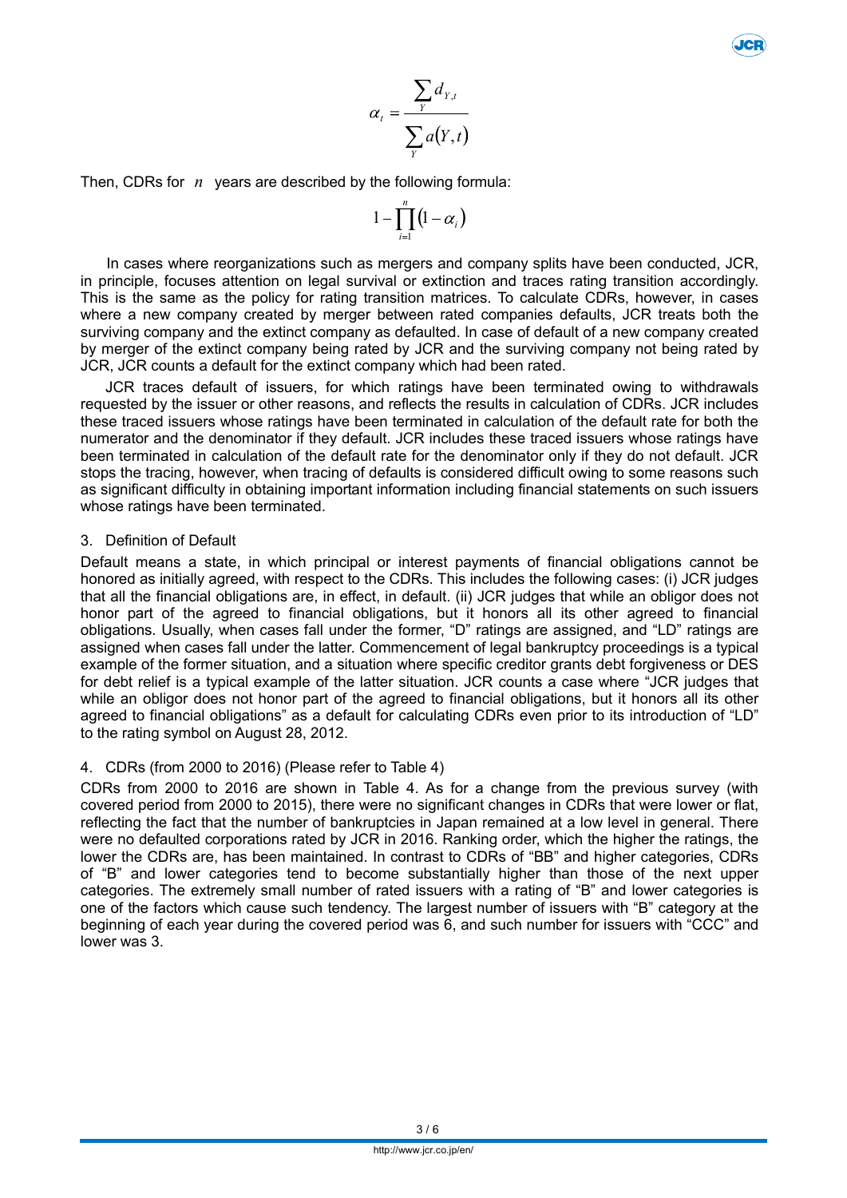$$\alpha_t = \frac{\sum_Y d_{Y,t}}{\sum_Y a(Y,t)}$$

Then, CDRs for $n$ years are described by the following formula:

$$1 - \prod_{i=1}^{n} (1 - \alpha_i)$$

In cases where reorganizations such as mergers and company splits have been conducted, JCR, in principle, focuses attention on legal survival or extinction and traces rating transition accordingly. This is the same as the policy for rating transition matrices. To calculate CDRs, however, in cases where a new company created by merger between rated companies defaults, JCR treats both the surviving company and the extinct company as defaulted. In case of default of a new company created by merger of the extinct company being rated by JCR and the surviving company not being rated by JCR, JCR counts a default for the extinct company which had been rated.

JCR traces default of issuers, for which ratings have been terminated owing to withdrawals requested by the issuer or other reasons, and reflects the results in calculation of CDRs. JCR includes these traced issuers whose ratings have been terminated in calculation of the default rate for both the numerator and the denominator if they default. JCR includes these traced issuers whose ratings have been terminated in calculation of the default rate for the denominator only if they do not default. JCR stops the tracing, however, when tracing of defaults is considered difficult owing to some reasons such as significant difficulty in obtaining important information including financial statements on such issuers whose ratings have been terminated.

## 3. Definition of Default

Default means a state, in which principal or interest payments of financial obligations cannot be honored as initially agreed, with respect to the CDRs. This includes the following cases: (i) JCR judges that all the financial obligations are, in effect, in default. (ii) JCR judges that while an obligor does not honor part of the agreed to financial obligations, but it honors all its other agreed to financial obligations. Usually, when cases fall under the former, "D" ratings are assigned, and "LD" ratings are assigned when cases fall under the latter. Commencement of legal bankruptcy proceedings is a typical example of the former situation, and a situation where specific creditor grants debt forgiveness or DES for debt relief is a typical example of the latter situation. JCR counts a case where "JCR judges that while an obligor does not honor part of the agreed to financial obligations, but it honors all its other agreed to financial obligations" as a default for calculating CDRs even prior to its introduction of "LD" to the rating symbol on August 28, 2012.

## 4. CDRs (from 2000 to 2016) (Please refer to Table 4)

CDRs from 2000 to 2016 are shown in Table 4. As for a change from the previous survey (with covered period from 2000 to 2015), there were no significant changes in CDRs that were lower or flat, reflecting the fact that the number of bankruptcies in Japan remained at a low level in general. There were no defaulted corporations rated by JCR in 2016. Ranking order, which the higher the ratings, the lower the CDRs are, has been maintained. In contrast to CDRs of "BB" and higher categories, CDRs of "B" and lower categories tend to become substantially higher than those of the next upper categories. The extremely small number of rated issuers with a rating of "B" and lower categories is one of the factors which cause such tendency. The largest number of issuers with "B" category at the beginning of each year during the covered period was 6, and such number for issuers with "CCC" and lower was 3.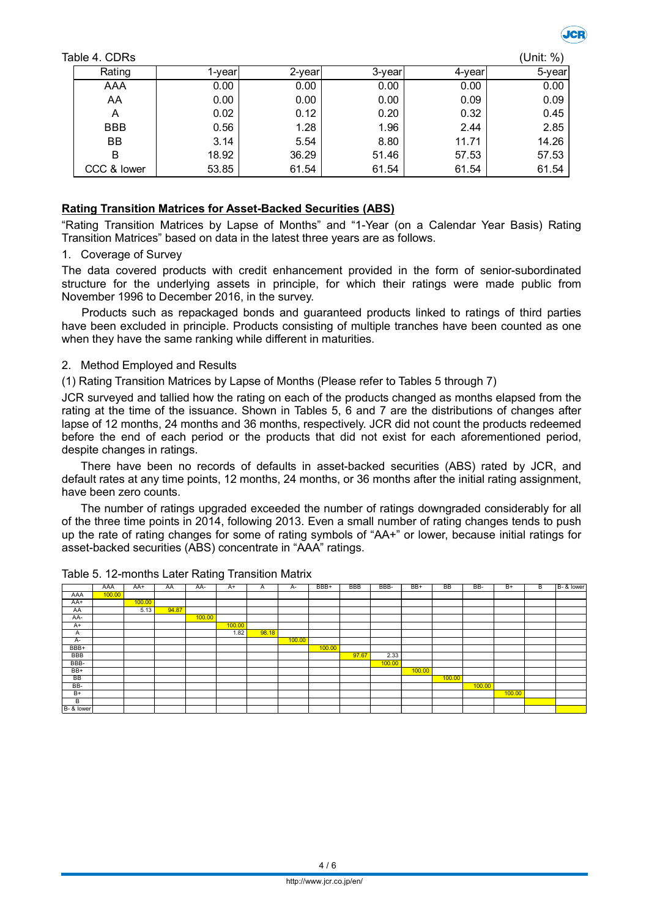Table 4. CDRs

(Unit: %)

| Rating | 1-year | 2-year | 3-year | 4-year | 5-year |
|---|---|---|---|---|---|
| AAA | 0.00 | 0.00 | 0.00 | 0.00 | 0.00 |
| AA | 0.00 | 0.00 | 0.00 | 0.09 | 0.09 |
| A | 0.02 | 0.12 | 0.20 | 0.32 | 0.45 |
| BBB | 0.56 | 1.28 | 1.96 | 2.44 | 2.85 |
| BB | 3.14 | 5.54 | 8.80 | 11.71 | 14.26 |
| B | 18.92 | 36.29 | 51.46 | 57.53 | 57.53 |
| CCC & lower | 53.85 | 61.54 | 61.54 | 61.54 | 61.54 |

## Rating Transition Matrices for Asset-Backed Securities (ABS)

"Rating Transition Matrices by Lapse of Months" and "1-Year (on a Calendar Year Basis) Rating Transition Matrices" based on data in the latest three years are as follows.

1. Coverage of Survey

The data covered products with credit enhancement provided in the form of senior-subordinated structure for the underlying assets in principle, for which their ratings were made public from November 1996 to December 2016, in the survey.

Products such as repackaged bonds and guaranteed products linked to ratings of third parties have been excluded in principle. Products consisting of multiple tranches have been counted as one when they have the same ranking while different in maturities.

2. Method Employed and Results

(1) Rating Transition Matrices by Lapse of Months (Please refer to Tables 5 through 7)

JCR surveyed and tallied how the rating on each of the products changed as months elapsed from the rating at the time of the issuance. Shown in Tables 5, 6 and 7 are the distributions of changes after lapse of 12 months, 24 months and 36 months, respectively. JCR did not count the products redeemed before the end of each period or the products that did not exist for each aforementioned period, despite changes in ratings.

There have been no records of defaults in asset-backed securities (ABS) rated by JCR, and default rates at any time points, 12 months, 24 months, or 36 months after the initial rating assignment, have been zero counts.

The number of ratings upgraded exceeded the number of ratings downgraded considerably for all of the three time points in 2014, following 2013. Even a small number of rating changes tends to push up the rate of rating changes for some of rating symbols of "AA+" or lower, because initial ratings for asset-backed securities (ABS) concentrate in "AAA" ratings.

Table 5. 12-months Later Rating Transition Matrix

| | AAA | AA+ | AA | AA- | A+ | A | A- | BBB+ | BBB | BBB- | BB+ | BB | BB- | B+ | B | B- & lower |
|---|---|---|---|---|---|---|---|---|---|---|---|---|---|---|---|---|
| AAA | 100.00 | | | | | | | | | | | | | | | |
| AA+ | | 100.00 | | | | | | | | | | | | | | |
| AA | | 5.13 | 94.87 | | | | | | | | | | | | | |
| AA- | | | | 100.00 | | | | | | | | | | | | |
| A+ | | | | | 100.00 | | | | | | | | | | | |
| A | | | | | 1.82 | 98.18 | | | | | | | | | | |
| A- | | | | | | | 100.00 | | | | | | | | | |
| BBB+ | | | | | | | | 100.00 | | | | | | | | |
| BBB | | | | | | | | | 97.67 | 2.33 | | | | | | |
| BBB- | | | | | | | | | | 100.00 | | | | | | |
| BB+ | | | | | | | | | | | 100.00 | | | | | |
| BB | | | | | | | | | | | | 100.00 | | | | |
| BB- | | | | | | | | | | | | | 100.00 | | | |
| B+ | | | | | | | | | | | | | | 100.00 | | |
| B | | | | | | | | | | | | | | | | |
| B- & lower | | | | | | | | | | | | | | | | |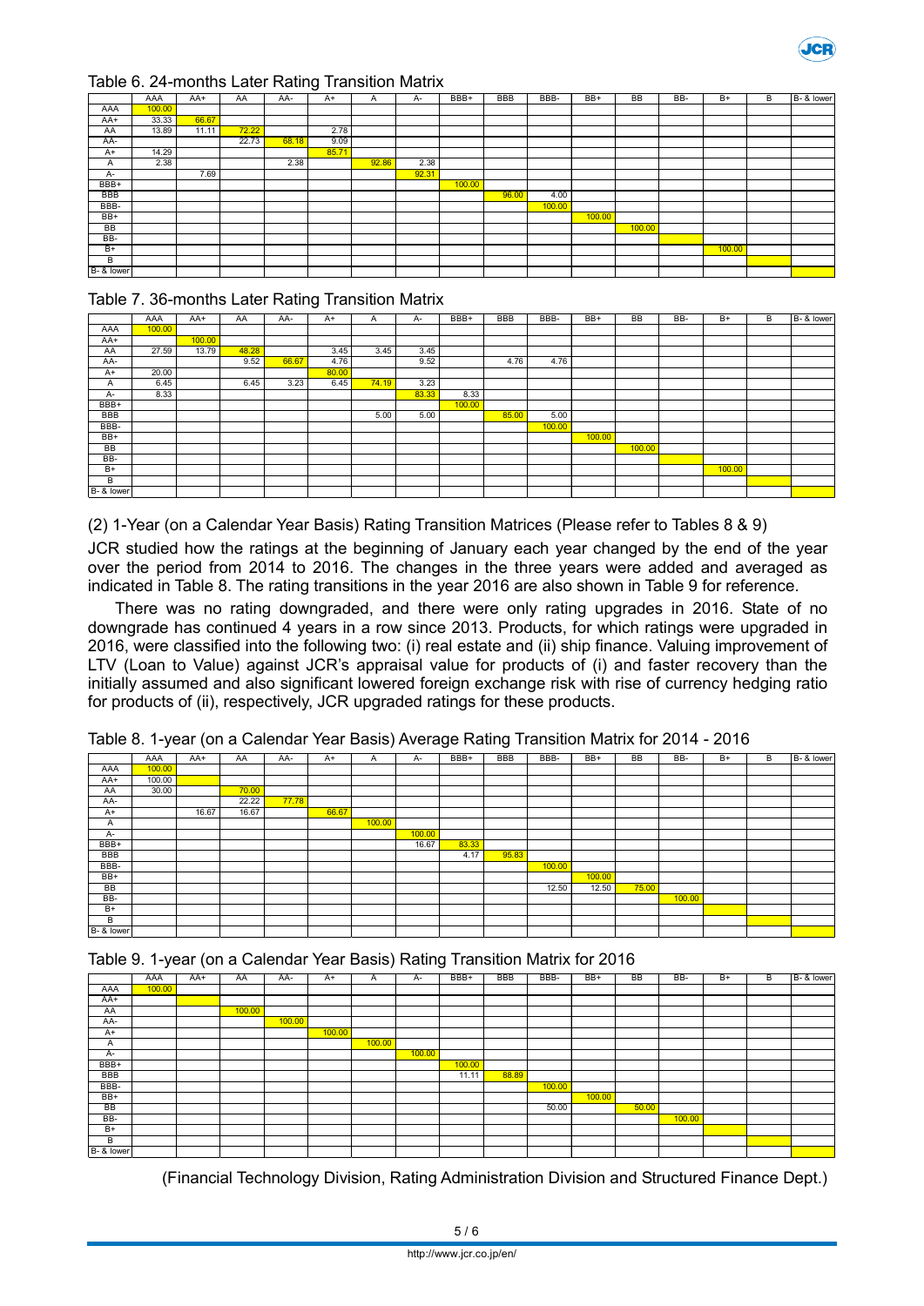Table 6. 24-months Later Rating Transition Matrix

| | AAA | AA+ | AA | AA- | A+ | A | A- | BBB+ | BBB | BBB- | BB+ | BB | BB- | B+ | B | B- & lower |
|---|---|---|---|---|---|---|---|---|---|---|---|---|---|---|---|---|
| AAA | 100.00 | | | | | | | | | | | | | | | |
| AA+ | 33.33 | 66.67 | | | | | | | | | | | | | | |
| AA | 13.89 | 11.11 | 72.22 | | 2.78 | | | | | | | | | | | |
| AA- | | | 22.73 | 68.18 | 9.09 | | | | | | | | | | | |
| A+ | 14.29 | | | | 85.71 | | | | | | | | | | | |
| A | 2.38 | | | 2.38 | | 92.86 | 2.38 | | | | | | | | | |
| A- | | 7.69 | | | | | 92.31 | | | | | | | | | |
| BBB+ | | | | | | | | 100.00 | | | | | | | | |
| BBB | | | | | | | | | 96.00 | 4.00 | | | | | | |
| BBB- | | | | | | | | | | 100.00 | | | | | | |
| BB+ | | | | | | | | | | | 100.00 | | | | | |
| BB | | | | | | | | | | | | 100.00 | | | | |
| BB- | | | | | | | | | | | | | | | | |
| B+ | | | | | | | | | | | | | | 100.00 | | |
| B | | | | | | | | | | | | | | | | |
| B- & lower | | | | | | | | | | | | | | | | |

Table 7. 36-months Later Rating Transition Matrix

| | AAA | AA+ | AA | AA- | A+ | A | A- | BBB+ | BBB | BBB- | BB+ | BB | BB- | B+ | B | B- & lower |
|---|---|---|---|---|---|---|---|---|---|---|---|---|---|---|---|---|
| AAA | 100.00 | | | | | | | | | | | | | | | |
| AA+ | | 100.00 | | | | | | | | | | | | | | |
| AA | 27.59 | 13.79 | 48.28 | | 3.45 | 3.45 | 3.45 | | | | | | | | | |
| AA- | | | 9.52 | 66.67 | 4.76 | | 9.52 | | 4.76 | 4.76 | | | | | | |
| A+ | 20.00 | | | | 80.00 | | | | | | | | | | | |
| A | 6.45 | | 6.45 | 3.23 | 6.45 | 74.19 | 3.23 | | | | | | | | | |
| A- | 8.33 | | | | | | 83.33 | 8.33 | | | | | | | | |
| BBB+ | | | | | | | | 100.00 | | | | | | | | |
| BBB | | | | | | 5.00 | 5.00 | | 85.00 | 5.00 | | | | | | |
| BBB- | | | | | | | | | | 100.00 | | | | | | |
| BB+ | | | | | | | | | | | 100.00 | | | | | |
| BB | | | | | | | | | | | | 100.00 | | | | |
| BB- | | | | | | | | | | | | | | | | |
| B+ | | | | | | | | | | | | | | 100.00 | | |
| B | | | | | | | | | | | | | | | | |
| B- & lower | | | | | | | | | | | | | | | | |

(2) 1-Year (on a Calendar Year Basis) Rating Transition Matrices (Please refer to Tables 8 & 9)

JCR studied how the ratings at the beginning of January each year changed by the end of the year over the period from 2014 to 2016. The changes in the three years were added and averaged as indicated in Table 8. The rating transitions in the year 2016 are also shown in Table 9 for reference.

There was no rating downgraded, and there were only rating upgrades in 2016. State of no downgrade has continued 4 years in a row since 2013. Products, for which ratings were upgraded in 2016, were classified into the following two: (i) real estate and (ii) ship finance. Valuing improvement of LTV (Loan to Value) against JCR's appraisal value for products of (i) and faster recovery than the initially assumed and also significant lowered foreign exchange risk with rise of currency hedging ratio for products of (ii), respectively, JCR upgraded ratings for these products.

Table 8. 1-year (on a Calendar Year Basis) Average Rating Transition Matrix for 2014 - 2016

| | AAA | AA+ | AA | AA- | A+ | A | A- | BBB+ | BBB | BBB- | BB+ | BB | BB- | B+ | B | B- & lower |
|---|---|---|---|---|---|---|---|---|---|---|---|---|---|---|---|---|
| AAA | 100.00 | | | | | | | | | | | | | | | |
| AA+ | 100.00 | | | | | | | | | | | | | | | |
| AA | 30.00 | | 70.00 | | | | | | | | | | | | | |
| AA- | | | 22.22 | 77.78 | | | | | | | | | | | | |
| A+ | | 16.67 | 16.67 | | 66.67 | | | | | | | | | | | |
| A | | | | | | 100.00 | | | | | | | | | | |
| A- | | | | | | | 100.00 | | | | | | | | | |
| BBB+ | | | | | | | 16.67 | 83.33 | | | | | | | | |
| BBB | | | | | | | | 4.17 | 95.83 | | | | | | | |
| BBB- | | | | | | | | | | 100.00 | | | | | | |
| BB+ | | | | | | | | | | | 100.00 | | | | | |
| BB | | | | | | | | | | 12.50 | 12.50 | 75.00 | | | | |
| BB- | | | | | | | | | | | | | 100.00 | | | |
| B+ | | | | | | | | | | | | | | | | |
| B | | | | | | | | | | | | | | | | |
| B- & lower | | | | | | | | | | | | | | | | |

Table 9. 1-year (on a Calendar Year Basis) Rating Transition Matrix for 2016

| | AAA | AA+ | AA | AA- | A+ | A | A- | BBB+ | BBB | BBB- | BB+ | BB | BB- | B+ | B | B- & lower |
|---|---|---|---|---|---|---|---|---|---|---|---|---|---|---|---|---|
| AAA | 100.00 | | | | | | | | | | | | | | | |
| AA+ | | | | | | | | | | | | | | | | |
| AA | | | 100.00 | | | | | | | | | | | | | |
| AA- | | | | 100.00 | | | | | | | | | | | | |
| A+ | | | | | 100.00 | | | | | | | | | | | |
| A | | | | | | 100.00 | | | | | | | | | | |
| A- | | | | | | | 100.00 | | | | | | | | | |
| BBB+ | | | | | | | | 100.00 | | | | | | | | |
| BBB | | | | | | | | 11.11 | 88.89 | | | | | | | |
| BBB- | | | | | | | | | | 100.00 | | | | | | |
| BB+ | | | | | | | | | | | 100.00 | | | | | |
| BB | | | | | | | | | | 50.00 | | 50.00 | | | | |
| BB- | | | | | | | | | | | | | 100.00 | | | |
| B+ | | | | | | | | | | | | | | | | |
| B | | | | | | | | | | | | | | | | |
| B- & lower | | | | | | | | | | | | | | | | |

(Financial Technology Division, Rating Administration Division and Structured Finance Dept.)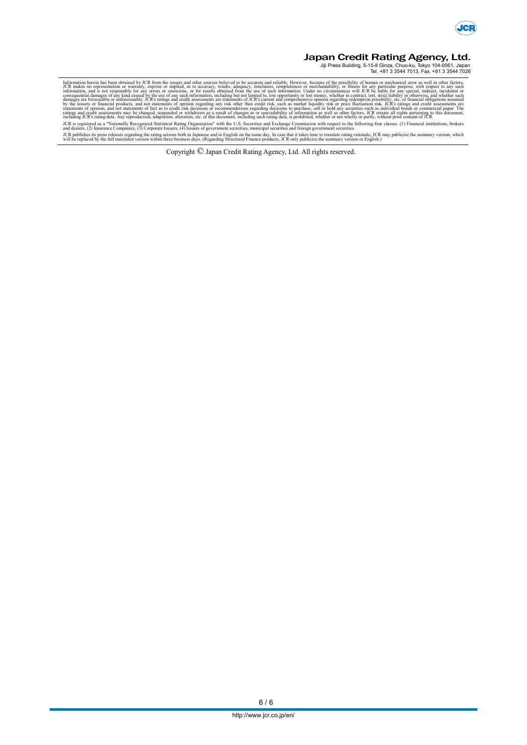**Japan Credit Rating Agency, Ltd.**

Jiji Press Building, 5-15-8 Ginza, Chuo-ku, Tokyo 104-0061, Japan
Tel. +81 3 3544 7013, Fax. +81 3 3544 7026

---

Information herein has been obtained by JCR from the issuers and other sources believed to be accurate and reliable. However, because of the possibility of human or mechanical error as well as other factors, JCR makes no representation or warranty, express or implied, as to accuracy, results, adequacy, timeliness, completeness or merchantability, or fitness for any particular purpose, with respect to any such information, and is not responsible for any errors or omissions, or for results obtained from the use of such information. Under no circumstances will JCR be liable for any special, indirect, incidental or consequential damages of any kind caused by the use of any such information, including but not limited to, lost opportunity or lost money, whether in contract, tort, strict liability or otherwise, and whether such damages are foreseeable or unforeseeable. JCR's ratings and credit assessments are statements of JCR's current and comprehensive opinion regarding redemption possibility, etc. of financial obligations assumed by the issuers or financial products, and not statements of opinion regarding any risk other than credit risk, such as market liquidity risk or price fluctuation risk. JCR's ratings and credit assessments are statements of opinion, and not statements of fact as to credit risk decisions or recommendations regarding decisions to purchase, sell or hold any securities such as individual bonds or commercial paper. The ratings and credit assessments may be changed, suspended or withdrawn as a result of changes in or unavailability of information as well as other factors. JCR retains all rights pertaining to this document, including JCR's rating data. Any reproduction, adaptation, alteration, etc. of this document, including such rating data, is prohibited, whether or not wholly or partly, without prior consent of JCR.

JCR is registered as a "Nationally Recognized Statistical Rating Organization" with the U.S. Securities and Exchange Commission with respect to the following four classes. (1) Financial institutions, brokers and dealers, (2) Insurance Companies, (3) Corporate Issuers, (4) Issuers of government securities, municipal securities and foreign government securities.

JCR publishes its press releases regarding the rating actions both in Japanese and in English on the same day. In case that it takes time to translate rating rationale, JCR may publicize the summary version, which will be replaced by the full translated version within three business days. (Regarding Structured Finance products, JCR only publicize the summary version in English.)

---

Copyright © Japan Credit Rating Agency, Ltd. All rights reserved.